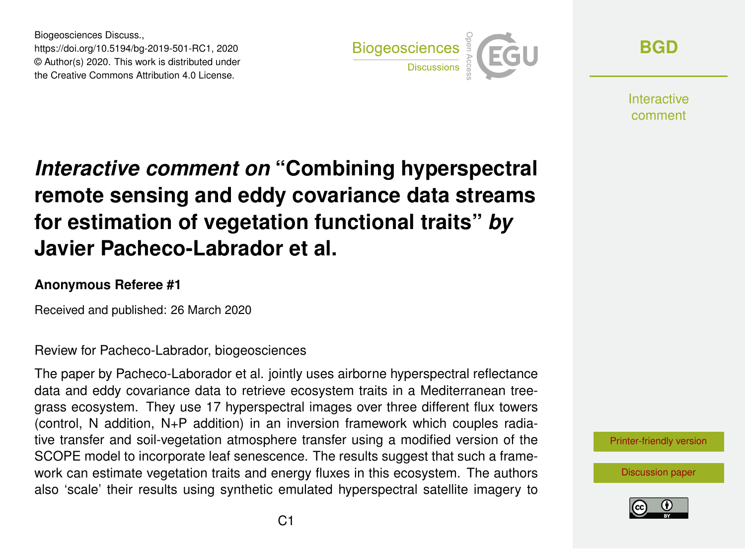Biogeosciences Discuss.,
https://doi.org/10.5194/bg-2019-501-RC1, 2020
© Author(s) 2020. This work is distributed under
the Creative Commons Attribution 4.0 License.

# *Interactive comment on* "Combining hyperspectral remote sensing and eddy covariance data streams for estimation of vegetation functional traits" *by* Javier Pacheco-Labrador et al.

**Anonymous Referee #1**

Received and published: 26 March 2020

Review for Pacheco-Labrador, biogeosciences

The paper by Pacheco-Laborador et al. jointly uses airborne hyperspectral reflectance data and eddy covariance data to retrieve ecosystem traits in a Mediterranean tree-grass ecosystem. They use 17 hyperspectral images over three different flux towers (control, N addition, N+P addition) in an inversion framework which couples radiative transfer and soil-vegetation atmosphere transfer using a modified version of the SCOPE model to incorporate leaf senescence. The results suggest that such a framework can estimate vegetation traits and energy fluxes in this ecosystem. The authors also 'scale' their results using synthetic emulated hyperspectral satellite imagery to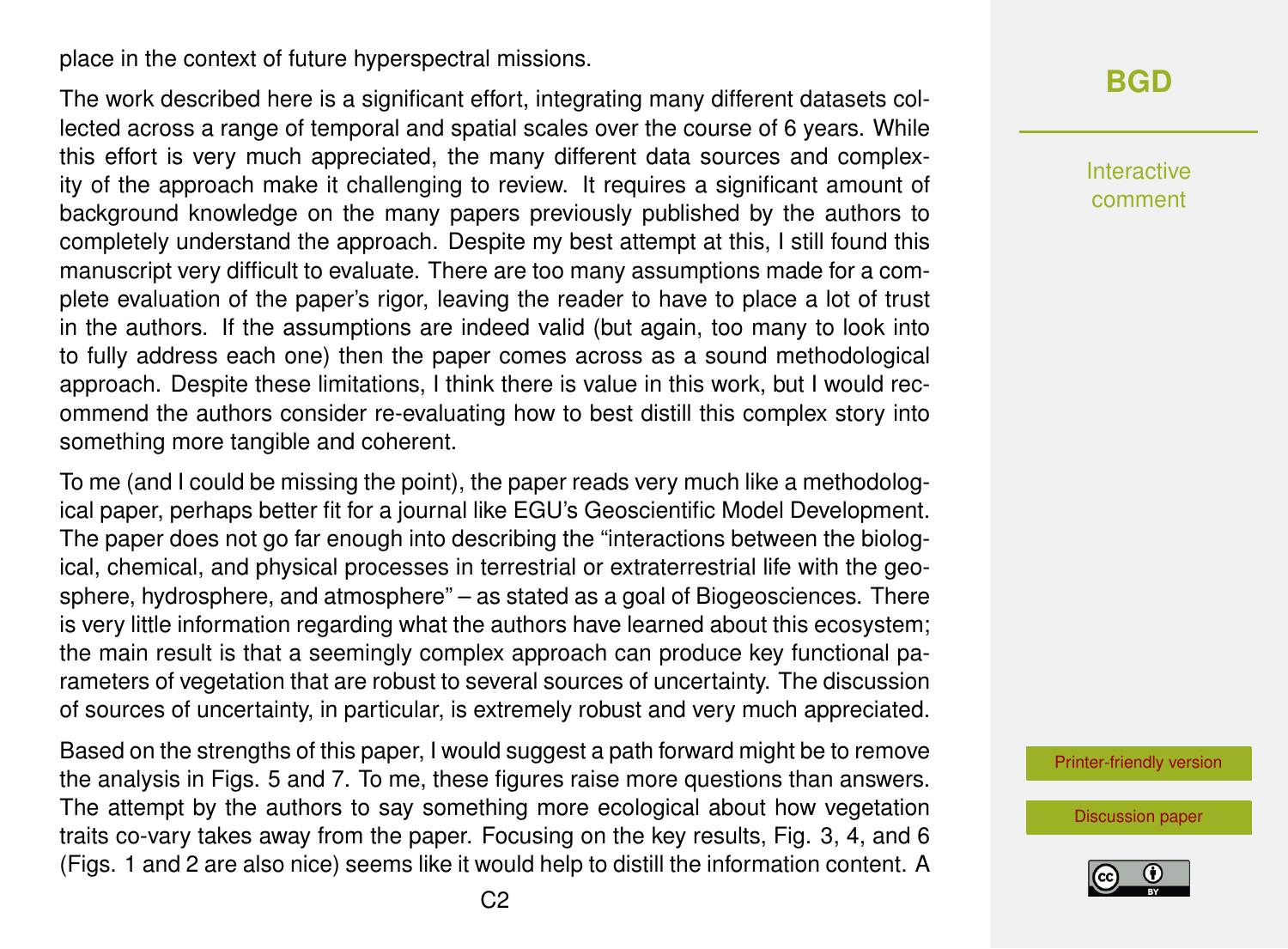place in the context of future hyperspectral missions.

The work described here is a significant effort, integrating many different datasets collected across a range of temporal and spatial scales over the course of 6 years. While this effort is very much appreciated, the many different data sources and complexity of the approach make it challenging to review. It requires a significant amount of background knowledge on the many papers previously published by the authors to completely understand the approach. Despite my best attempt at this, I still found this manuscript very difficult to evaluate. There are too many assumptions made for a complete evaluation of the paper's rigor, leaving the reader to have to place a lot of trust in the authors. If the assumptions are indeed valid (but again, too many to look into to fully address each one) then the paper comes across as a sound methodological approach. Despite these limitations, I think there is value in this work, but I would recommend the authors consider re-evaluating how to best distill this complex story into something more tangible and coherent.

To me (and I could be missing the point), the paper reads very much like a methodological paper, perhaps better fit for a journal like EGU's Geoscientific Model Development. The paper does not go far enough into describing the "interactions between the biological, chemical, and physical processes in terrestrial or extraterrestrial life with the geosphere, hydrosphere, and atmosphere" – as stated as a goal of Biogeosciences. There is very little information regarding what the authors have learned about this ecosystem; the main result is that a seemingly complex approach can produce key functional parameters of vegetation that are robust to several sources of uncertainty. The discussion of sources of uncertainty, in particular, is extremely robust and very much appreciated.

Based on the strengths of this paper, I would suggest a path forward might be to remove the analysis in Figs. 5 and 7. To me, these figures raise more questions than answers. The attempt by the authors to say something more ecological about how vegetation traits co-vary takes away from the paper. Focusing on the key results, Fig. 3, 4, and 6 (Figs. 1 and 2 are also nice) seems like it would help to distill the information content. A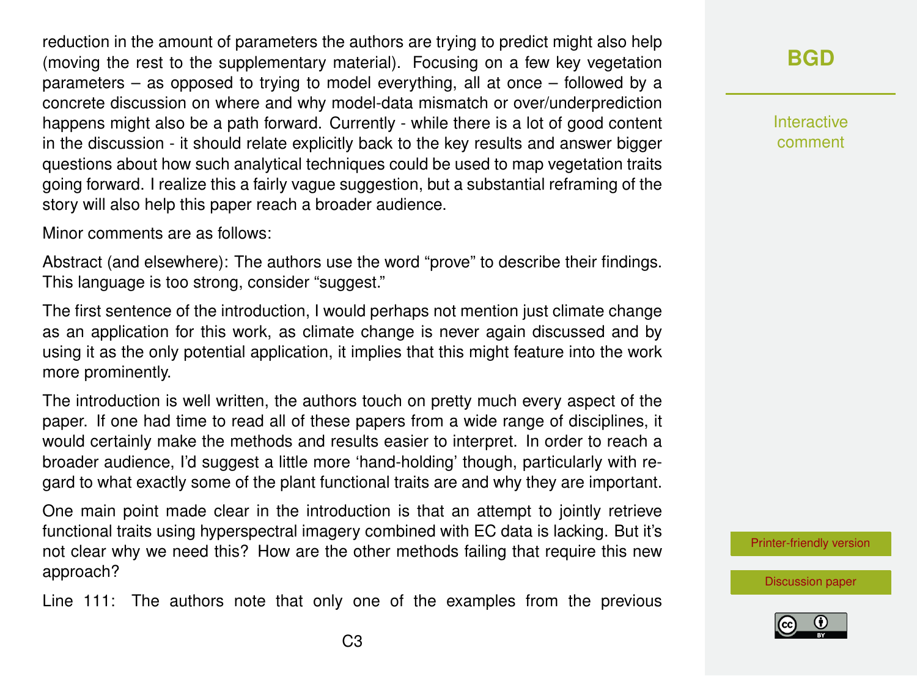reduction in the amount of parameters the authors are trying to predict might also help (moving the rest to the supplementary material). Focusing on a few key vegetation parameters – as opposed to trying to model everything, all at once – followed by a concrete discussion on where and why model-data mismatch or over/underprediction happens might also be a path forward. Currently - while there is a lot of good content in the discussion - it should relate explicitly back to the key results and answer bigger questions about how such analytical techniques could be used to map vegetation traits going forward. I realize this a fairly vague suggestion, but a substantial reframing of the story will also help this paper reach a broader audience.

Minor comments are as follows:

Abstract (and elsewhere): The authors use the word "prove" to describe their findings. This language is too strong, consider "suggest."

The first sentence of the introduction, I would perhaps not mention just climate change as an application for this work, as climate change is never again discussed and by using it as the only potential application, it implies that this might feature into the work more prominently.

The introduction is well written, the authors touch on pretty much every aspect of the paper. If one had time to read all of these papers from a wide range of disciplines, it would certainly make the methods and results easier to interpret. In order to reach a broader audience, I'd suggest a little more 'hand-holding' though, particularly with regard to what exactly some of the plant functional traits are and why they are important.

One main point made clear in the introduction is that an attempt to jointly retrieve functional traits using hyperspectral imagery combined with EC data is lacking. But it's not clear why we need this? How are the other methods failing that require this new approach?

Line 111: The authors note that only one of the examples from the previous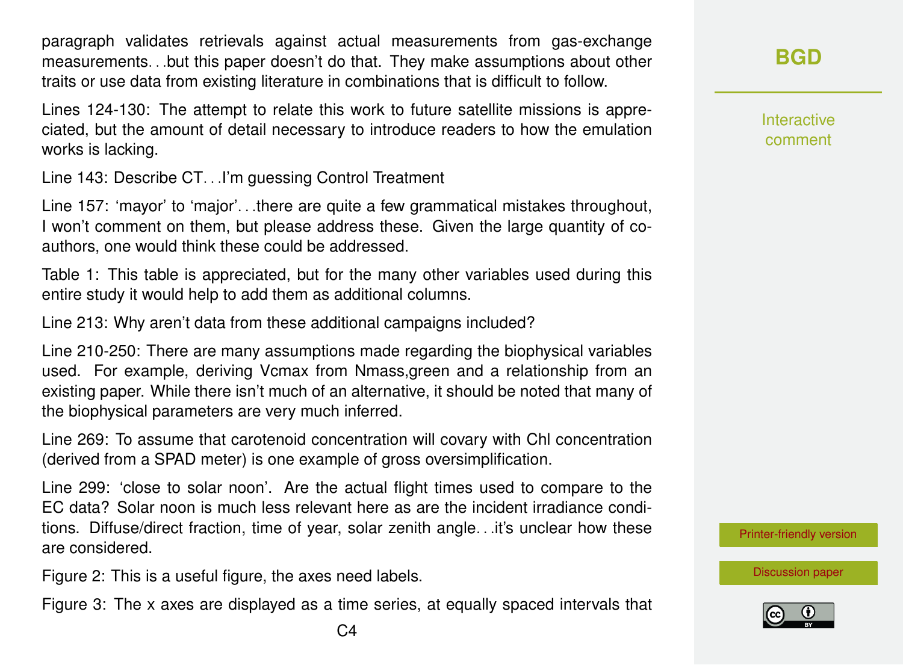paragraph validates retrievals against actual measurements from gas-exchange measurements. . .but this paper doesn't do that. They make assumptions about other traits or use data from existing literature in combinations that is difficult to follow.

Lines 124-130: The attempt to relate this work to future satellite missions is appreciated, but the amount of detail necessary to introduce readers to how the emulation works is lacking.

Line 143: Describe CT. . .I'm guessing Control Treatment

Line 157: 'mayor' to 'major'. . .there are quite a few grammatical mistakes throughout, I won't comment on them, but please address these. Given the large quantity of co-authors, one would think these could be addressed.

Table 1: This table is appreciated, but for the many other variables used during this entire study it would help to add them as additional columns.

Line 213: Why aren't data from these additional campaigns included?

Line 210-250: There are many assumptions made regarding the biophysical variables used. For example, deriving Vcmax from Nmass,green and a relationship from an existing paper. While there isn't much of an alternative, it should be noted that many of the biophysical parameters are very much inferred.

Line 269: To assume that carotenoid concentration will covary with Chl concentration (derived from a SPAD meter) is one example of gross oversimplification.

Line 299: 'close to solar noon'. Are the actual flight times used to compare to the EC data? Solar noon is much less relevant here as are the incident irradiance conditions. Diffuse/direct fraction, time of year, solar zenith angle. . .it's unclear how these are considered.

Figure 2: This is a useful figure, the axes need labels.

Figure 3: The x axes are displayed as a time series, at equally spaced intervals that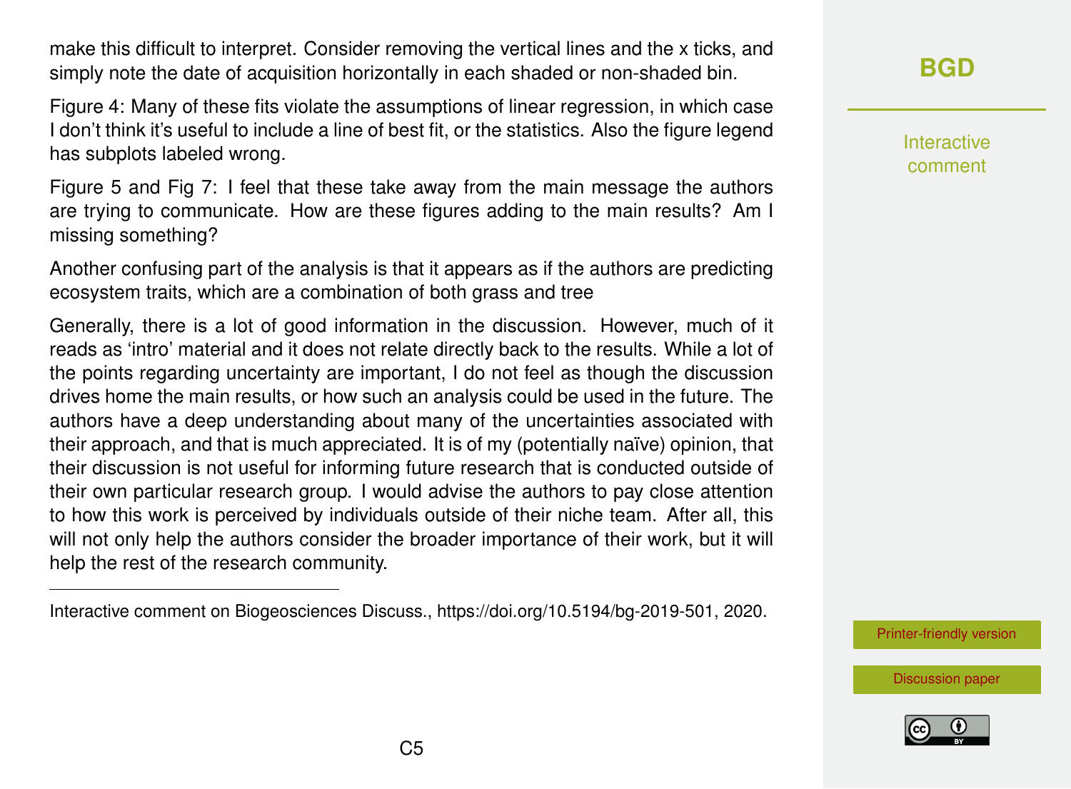make this difficult to interpret. Consider removing the vertical lines and the x ticks, and simply note the date of acquisition horizontally in each shaded or non-shaded bin.

Figure 4: Many of these fits violate the assumptions of linear regression, in which case I don't think it's useful to include a line of best fit, or the statistics. Also the figure legend has subplots labeled wrong.

Figure 5 and Fig 7: I feel that these take away from the main message the authors are trying to communicate. How are these figures adding to the main results? Am I missing something?

Another confusing part of the analysis is that it appears as if the authors are predicting ecosystem traits, which are a combination of both grass and tree

Generally, there is a lot of good information in the discussion. However, much of it reads as 'intro' material and it does not relate directly back to the results. While a lot of the points regarding uncertainty are important, I do not feel as though the discussion drives home the main results, or how such an analysis could be used in the future. The authors have a deep understanding about many of the uncertainties associated with their approach, and that is much appreciated. It is of my (potentially naïve) opinion, that their discussion is not useful for informing future research that is conducted outside of their own particular research group. I would advise the authors to pay close attention to how this work is perceived by individuals outside of their niche team. After all, this will not only help the authors consider the broader importance of their work, but it will help the rest of the research community.

---

Interactive comment on Biogeosciences Discuss., https://doi.org/10.5194/bg-2019-501, 2020.